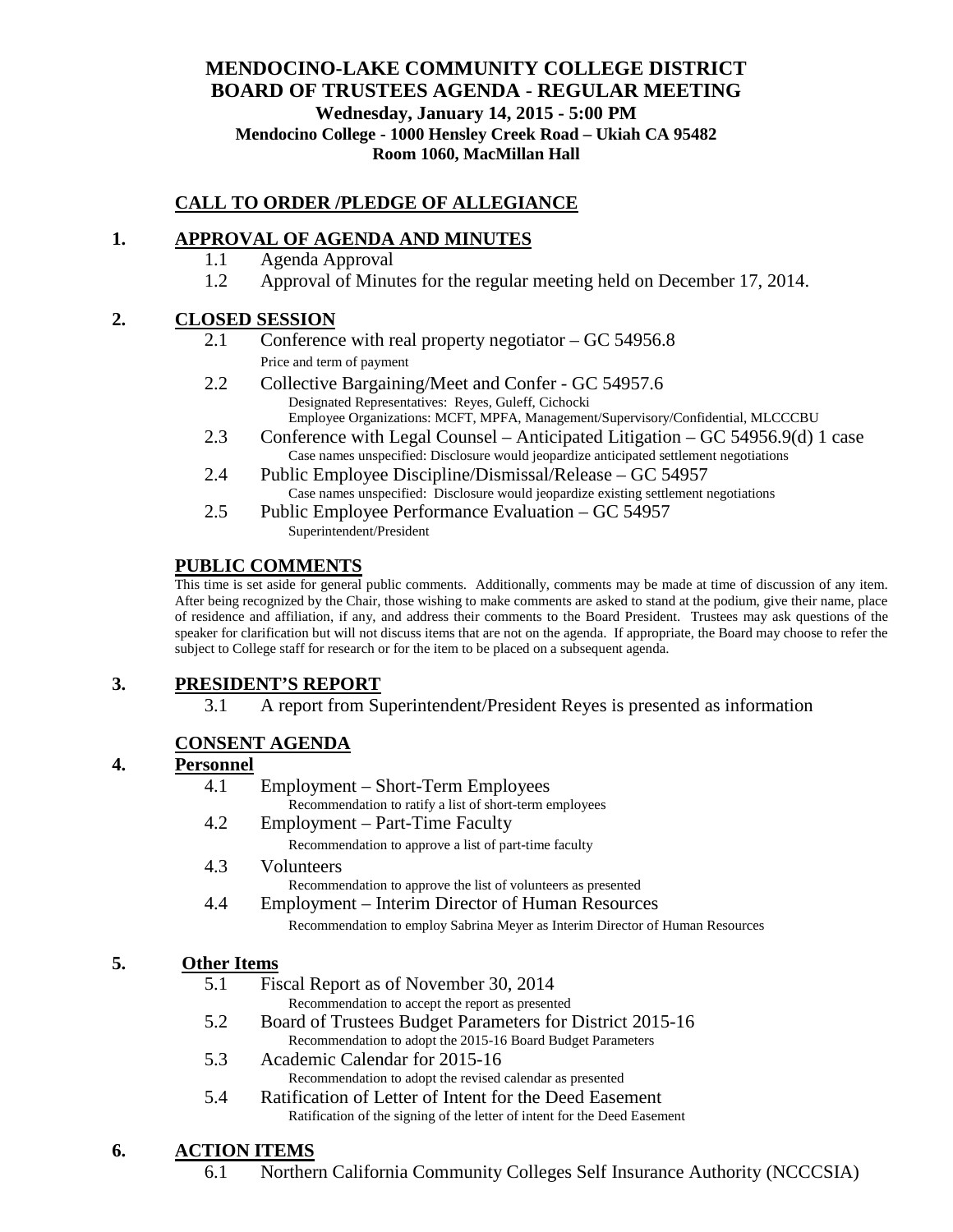# MENDOCINO-LAKE COMMUNITY COLLEGE DISTRICT
# BOARD OF TRUSTEES AGENDA - REGULAR MEETING

**Wednesday, January 14, 2015 - 5:00 PM**
**Mendocino College - 1000 Hensley Creek Road – Ukiah CA 95482**
**Room 1060, MacMillan Hall**

## CALL TO ORDER /PLEDGE OF ALLEGIANCE

## 1. APPROVAL OF AGENDA AND MINUTES

1.1 Agenda Approval

1.2 Approval of Minutes for the regular meeting held on December 17, 2014.

## 2. CLOSED SESSION

2.1 Conference with real property negotiator – GC 54956.8
Price and term of payment

2.2 Collective Bargaining/Meet and Confer - GC 54957.6
Designated Representatives: Reyes, Guleff, Cichocki
Employee Organizations: MCFT, MPFA, Management/Supervisory/Confidential, MLCCCBU

2.3 Conference with Legal Counsel – Anticipated Litigation – GC 54956.9(d) 1 case
Case names unspecified: Disclosure would jeopardize anticipated settlement negotiations

2.4 Public Employee Discipline/Dismissal/Release – GC 54957
Case names unspecified: Disclosure would jeopardize existing settlement negotiations

2.5 Public Employee Performance Evaluation – GC 54957
Superintendent/President

## PUBLIC COMMENTS

This time is set aside for general public comments. Additionally, comments may be made at time of discussion of any item. After being recognized by the Chair, those wishing to make comments are asked to stand at the podium, give their name, place of residence and affiliation, if any, and address their comments to the Board President. Trustees may ask questions of the speaker for clarification but will not discuss items that are not on the agenda. If appropriate, the Board may choose to refer the subject to College staff for research or for the item to be placed on a subsequent agenda.

## 3. PRESIDENT'S REPORT

3.1 A report from Superintendent/President Reyes is presented as information

## CONSENT AGENDA

## 4. Personnel

4.1 Employment – Short-Term Employees
Recommendation to ratify a list of short-term employees

4.2 Employment – Part-Time Faculty
Recommendation to approve a list of part-time faculty

4.3 Volunteers
Recommendation to approve the list of volunteers as presented

4.4 Employment – Interim Director of Human Resources
Recommendation to employ Sabrina Meyer as Interim Director of Human Resources

## 5. Other Items

5.1 Fiscal Report as of November 30, 2014
Recommendation to accept the report as presented

5.2 Board of Trustees Budget Parameters for District 2015-16
Recommendation to adopt the 2015-16 Board Budget Parameters

5.3 Academic Calendar for 2015-16
Recommendation to adopt the revised calendar as presented

5.4 Ratification of Letter of Intent for the Deed Easement
Ratification of the signing of the letter of intent for the Deed Easement

## 6. ACTION ITEMS

6.1 Northern California Community Colleges Self Insurance Authority (NCCCSIA)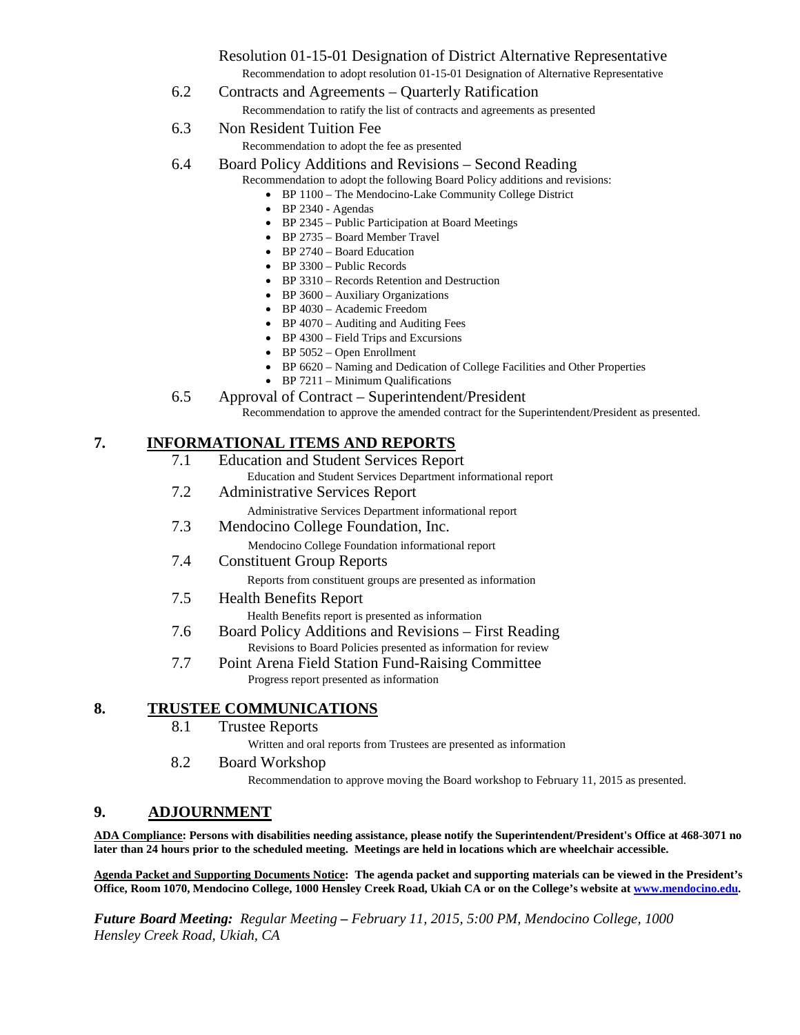Resolution 01-15-01 Designation of District Alternative Representative

Recommendation to adopt resolution 01-15-01 Designation of Alternative Representative

6.2 Contracts and Agreements – Quarterly Ratification

Recommendation to ratify the list of contracts and agreements as presented

6.3 Non Resident Tuition Fee

Recommendation to adopt the fee as presented

6.4 Board Policy Additions and Revisions – Second Reading

Recommendation to adopt the following Board Policy additions and revisions:

- BP 1100 – The Mendocino-Lake Community College District
- BP 2340 - Agendas
- BP 2345 – Public Participation at Board Meetings
- BP 2735 – Board Member Travel
- BP 2740 – Board Education
- BP 3300 – Public Records
- BP 3310 – Records Retention and Destruction
- BP 3600 – Auxiliary Organizations
- BP 4030 – Academic Freedom
- BP 4070 – Auditing and Auditing Fees
- BP 4300 – Field Trips and Excursions
- BP 5052 – Open Enrollment
- BP 6620 – Naming and Dedication of College Facilities and Other Properties
- BP 7211 – Minimum Qualifications

6.5 Approval of Contract – Superintendent/President

Recommendation to approve the amended contract for the Superintendent/President as presented.

## 7. INFORMATIONAL ITEMS AND REPORTS

7.1 Education and Student Services Report

Education and Student Services Department informational report

7.2 Administrative Services Report

Administrative Services Department informational report

7.3 Mendocino College Foundation, Inc.

Mendocino College Foundation informational report

7.4 Constituent Group Reports

Reports from constituent groups are presented as information

7.5 Health Benefits Report

Health Benefits report is presented as information

7.6 Board Policy Additions and Revisions – First Reading

Revisions to Board Policies presented as information for review

7.7 Point Arena Field Station Fund-Raising Committee

Progress report presented as information

## 8. TRUSTEE COMMUNICATIONS

8.1 Trustee Reports

Written and oral reports from Trustees are presented as information

8.2 Board Workshop

Recommendation to approve moving the Board workshop to February 11, 2015 as presented.

## 9. ADJOURNMENT

**ADA Compliance: Persons with disabilities needing assistance, please notify the Superintendent/President's Office at 468-3071 no later than 24 hours prior to the scheduled meeting. Meetings are held in locations which are wheelchair accessible.**

**Agenda Packet and Supporting Documents Notice: The agenda packet and supporting materials can be viewed in the President's Office, Room 1070, Mendocino College, 1000 Hensley Creek Road, Ukiah CA or on the College's website at www.mendocino.edu.**

***Future Board Meeting:*** *Regular Meeting – February 11, 2015, 5:00 PM, Mendocino College, 1000 Hensley Creek Road, Ukiah, CA*